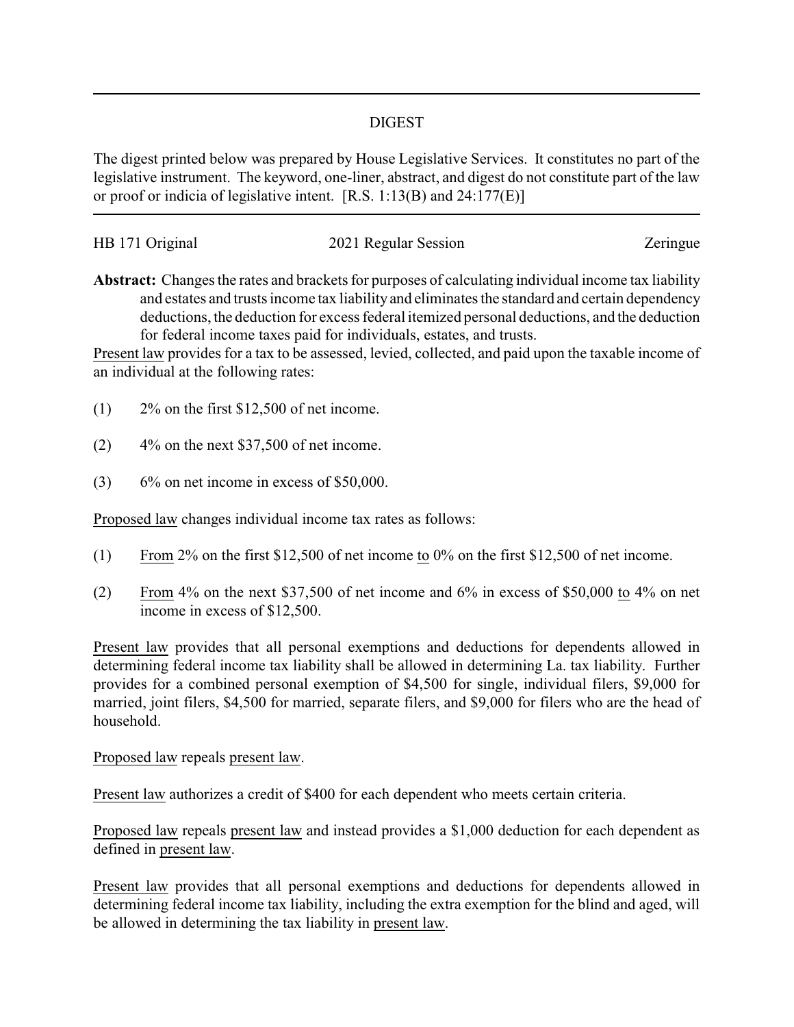# DIGEST

The digest printed below was prepared by House Legislative Services. It constitutes no part of the legislative instrument. The keyword, one-liner, abstract, and digest do not constitute part of the law or proof or indicia of legislative intent. [R.S. 1:13(B) and 24:177(E)]

HB 171 Original | 2021 Regular Session | Zeringue

**Abstract:** Changes the rates and brackets for purposes of calculating individual income tax liability and estates and trusts income tax liability and eliminates the standard and certain dependency deductions, the deduction for excess federal itemized personal deductions, and the deduction for federal income taxes paid for individuals, estates, and trusts.

Present law provides for a tax to be assessed, levied, collected, and paid upon the taxable income of an individual at the following rates:

(1) 2% on the first $12,500 of net income.

(2) 4% on the next $37,500 of net income.

(3) 6% on net income in excess of $50,000.

Proposed law changes individual income tax rates as follows:

(1) From 2% on the first $12,500 of net income to 0% on the first $12,500 of net income.

(2) From 4% on the next $37,500 of net income and 6% in excess of $50,000 to 4% on net income in excess of $12,500.

Present law provides that all personal exemptions and deductions for dependents allowed in determining federal income tax liability shall be allowed in determining La. tax liability. Further provides for a combined personal exemption of $4,500 for single, individual filers, $9,000 for married, joint filers, $4,500 for married, separate filers, and $9,000 for filers who are the head of household.

Proposed law repeals present law.

Present law authorizes a credit of $400 for each dependent who meets certain criteria.

Proposed law repeals present law and instead provides a $1,000 deduction for each dependent as defined in present law.

Present law provides that all personal exemptions and deductions for dependents allowed in determining federal income tax liability, including the extra exemption for the blind and aged, will be allowed in determining the tax liability in present law.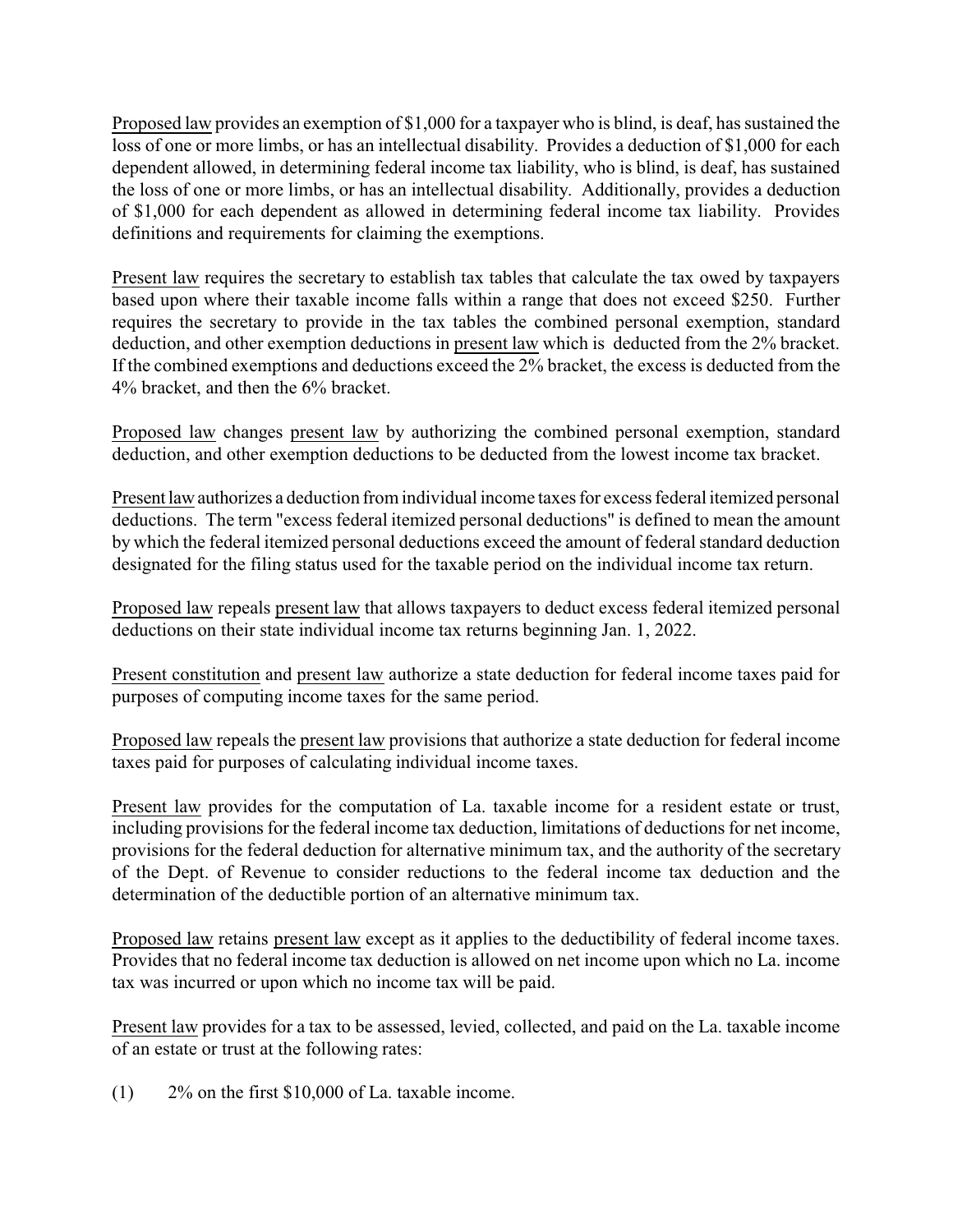Proposed law provides an exemption of $1,000 for a taxpayer who is blind, is deaf, has sustained the loss of one or more limbs, or has an intellectual disability. Provides a deduction of $1,000 for each dependent allowed, in determining federal income tax liability, who is blind, is deaf, has sustained the loss of one or more limbs, or has an intellectual disability. Additionally, provides a deduction of $1,000 for each dependent as allowed in determining federal income tax liability. Provides definitions and requirements for claiming the exemptions.

Present law requires the secretary to establish tax tables that calculate the tax owed by taxpayers based upon where their taxable income falls within a range that does not exceed $250. Further requires the secretary to provide in the tax tables the combined personal exemption, standard deduction, and other exemption deductions in present law which is deducted from the 2% bracket. If the combined exemptions and deductions exceed the 2% bracket, the excess is deducted from the 4% bracket, and then the 6% bracket.

Proposed law changes present law by authorizing the combined personal exemption, standard deduction, and other exemption deductions to be deducted from the lowest income tax bracket.

Present law authorizes a deduction from individual income taxes for excess federal itemized personal deductions. The term "excess federal itemized personal deductions" is defined to mean the amount by which the federal itemized personal deductions exceed the amount of federal standard deduction designated for the filing status used for the taxable period on the individual income tax return.

Proposed law repeals present law that allows taxpayers to deduct excess federal itemized personal deductions on their state individual income tax returns beginning Jan. 1, 2022.

Present constitution and present law authorize a state deduction for federal income taxes paid for purposes of computing income taxes for the same period.

Proposed law repeals the present law provisions that authorize a state deduction for federal income taxes paid for purposes of calculating individual income taxes.

Present law provides for the computation of La. taxable income for a resident estate or trust, including provisions for the federal income tax deduction, limitations of deductions for net income, provisions for the federal deduction for alternative minimum tax, and the authority of the secretary of the Dept. of Revenue to consider reductions to the federal income tax deduction and the determination of the deductible portion of an alternative minimum tax.

Proposed law retains present law except as it applies to the deductibility of federal income taxes. Provides that no federal income tax deduction is allowed on net income upon which no La. income tax was incurred or upon which no income tax will be paid.

Present law provides for a tax to be assessed, levied, collected, and paid on the La. taxable income of an estate or trust at the following rates:

(1) 2% on the first $10,000 of La. taxable income.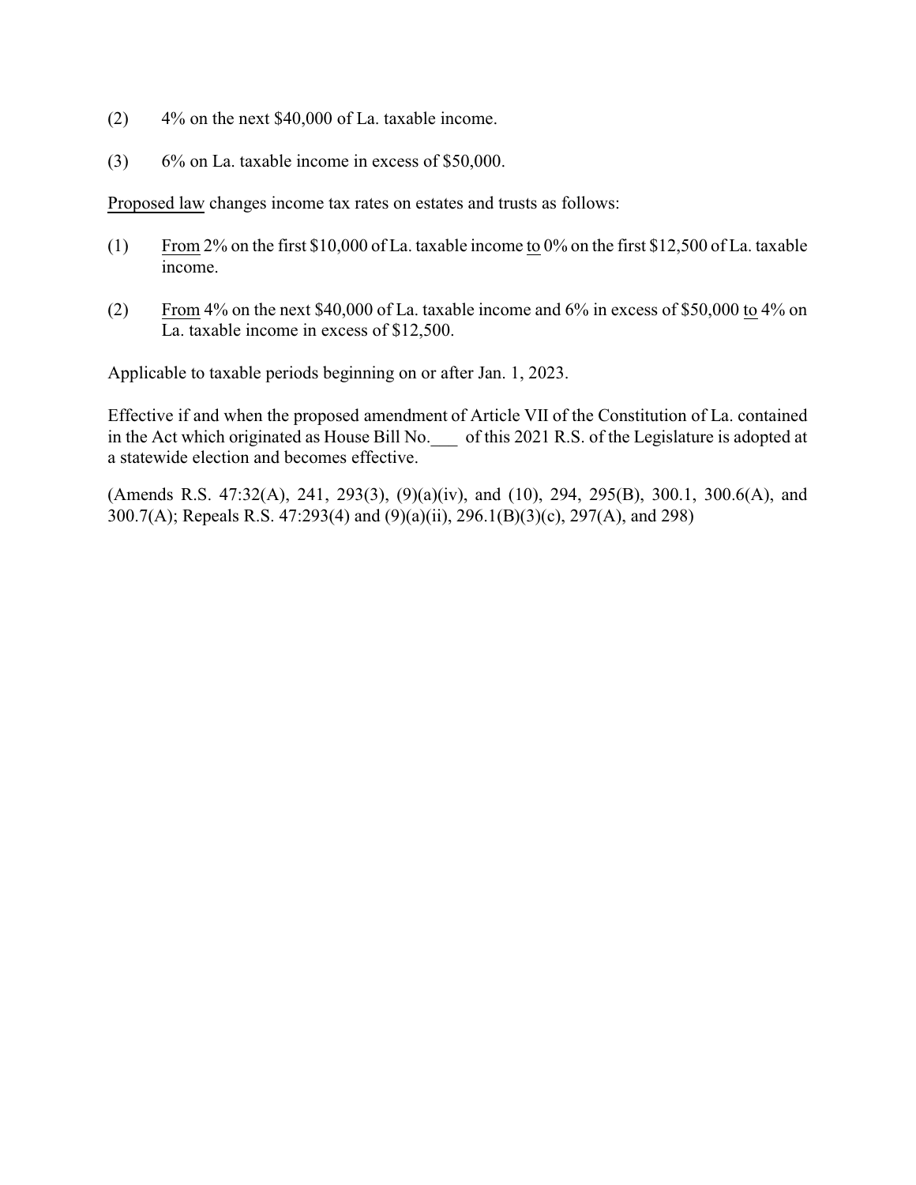(2) 4% on the next $40,000 of La. taxable income.

(3) 6% on La. taxable income in excess of $50,000.

Proposed law changes income tax rates on estates and trusts as follows:

(1) From 2% on the first $10,000 of La. taxable income to 0% on the first $12,500 of La. taxable income.

(2) From 4% on the next $40,000 of La. taxable income and 6% in excess of $50,000 to 4% on La. taxable income in excess of $12,500.

Applicable to taxable periods beginning on or after Jan. 1, 2023.

Effective if and when the proposed amendment of Article VII of the Constitution of La. contained in the Act which originated as House Bill No.___ of this 2021 R.S. of the Legislature is adopted at a statewide election and becomes effective.

(Amends R.S. 47:32(A), 241, 293(3), (9)(a)(iv), and (10), 294, 295(B), 300.1, 300.6(A), and 300.7(A); Repeals R.S. 47:293(4) and (9)(a)(ii), 296.1(B)(3)(c), 297(A), and 298)